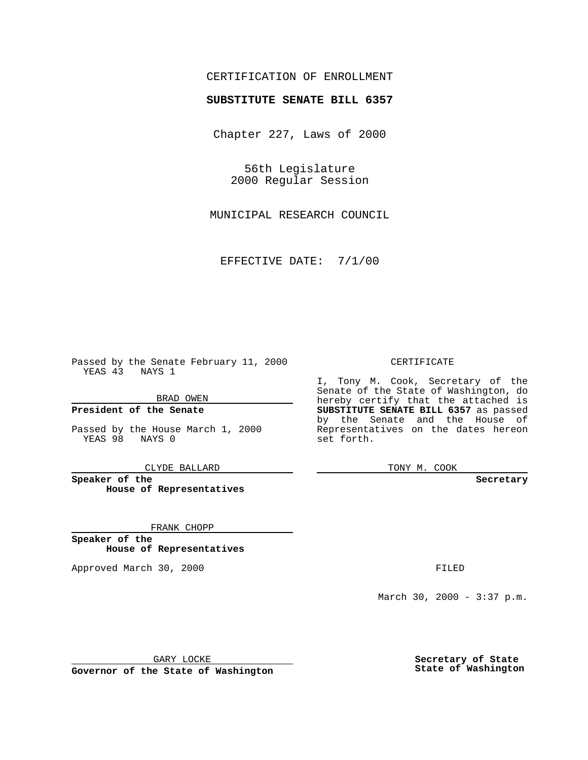CERTIFICATION OF ENROLLMENT

**SUBSTITUTE SENATE BILL 6357**

Chapter 227, Laws of 2000

56th Legislature
2000 Regular Session

MUNICIPAL RESEARCH COUNCIL

EFFECTIVE DATE: 7/1/00

Passed by the Senate February 11, 2000
YEAS 43 NAYS 1

BRAD OWEN

**President of the Senate**

Passed by the House March 1, 2000
YEAS 98 NAYS 0

CLYDE BALLARD

**Speaker of the House of Representatives**

FRANK CHOPP

**Speaker of the House of Representatives**

Approved March 30, 2000

GARY LOCKE

**Governor of the State of Washington**

CERTIFICATE

I, Tony M. Cook, Secretary of the Senate of the State of Washington, do hereby certify that the attached is **SUBSTITUTE SENATE BILL 6357** as passed by the Senate and the House of Representatives on the dates hereon set forth.

TONY M. COOK

**Secretary**

FILED

March 30, 2000 - 3:37 p.m.

**Secretary of State State of Washington**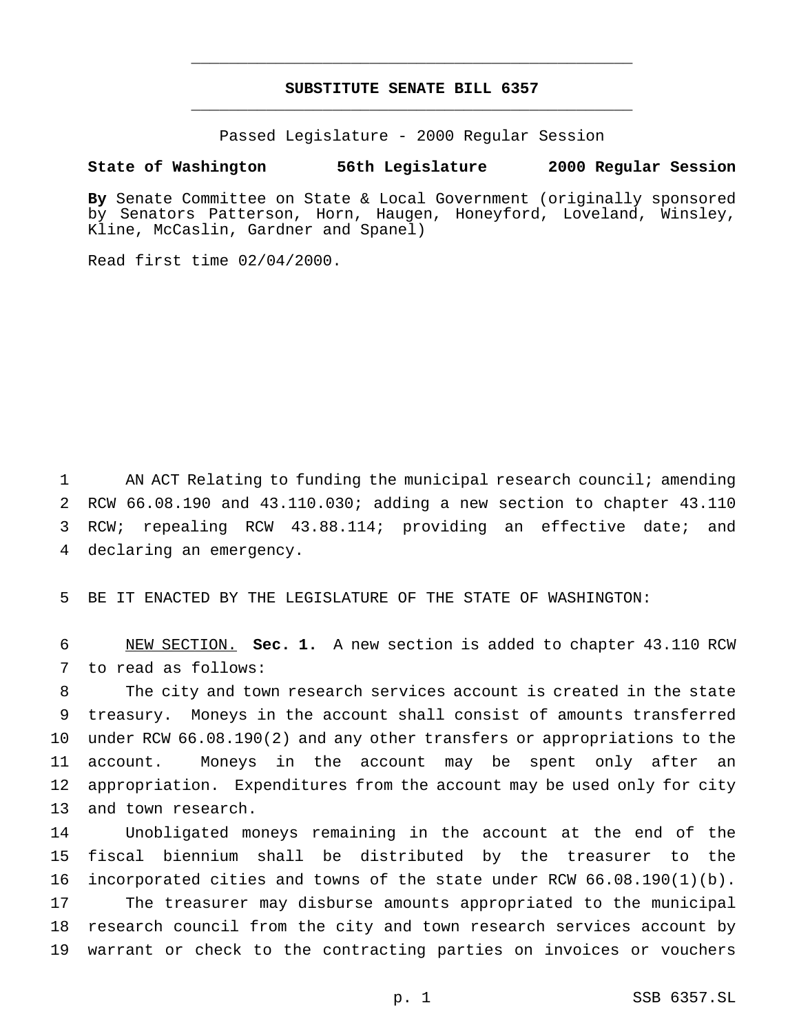# SUBSTITUTE SENATE BILL 6357

Passed Legislature - 2000 Regular Session

**State of Washington 56th Legislature 2000 Regular Session**

**By** Senate Committee on State & Local Government (originally sponsored by Senators Patterson, Horn, Haugen, Honeyford, Loveland, Winsley, Kline, McCaslin, Gardner and Spanel)

Read first time 02/04/2000.

AN ACT Relating to funding the municipal research council; amending RCW 66.08.190 and 43.110.030; adding a new section to chapter 43.110 RCW; repealing RCW 43.88.114; providing an effective date; and declaring an emergency.

BE IT ENACTED BY THE LEGISLATURE OF THE STATE OF WASHINGTON:

NEW SECTION. **Sec. 1.** A new section is added to chapter 43.110 RCW to read as follows:

The city and town research services account is created in the state treasury. Moneys in the account shall consist of amounts transferred under RCW 66.08.190(2) and any other transfers or appropriations to the account. Moneys in the account may be spent only after an appropriation. Expenditures from the account may be used only for city and town research.

Unobligated moneys remaining in the account at the end of the fiscal biennium shall be distributed by the treasurer to the incorporated cities and towns of the state under RCW 66.08.190(1)(b).

The treasurer may disburse amounts appropriated to the municipal research council from the city and town research services account by warrant or check to the contracting parties on invoices or vouchers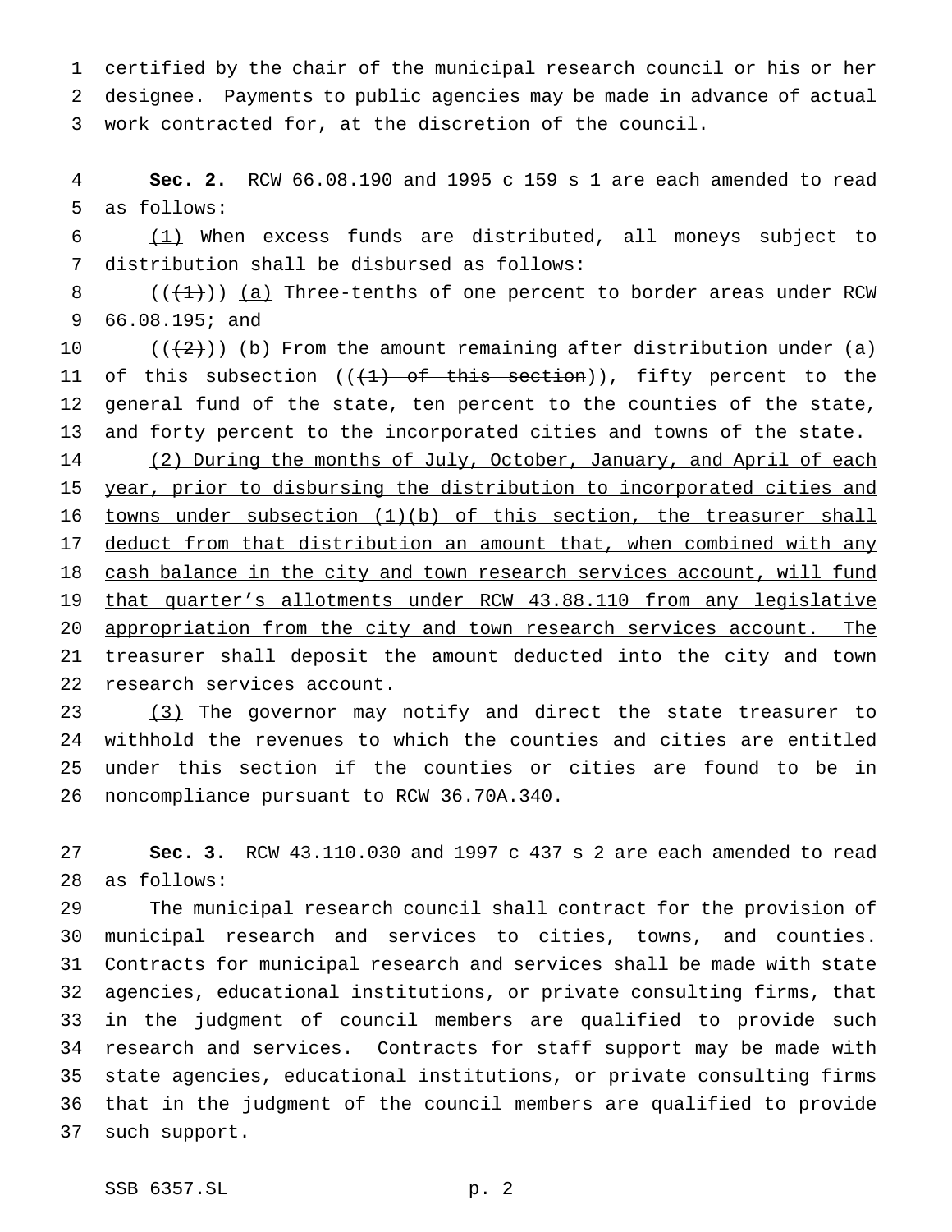certified by the chair of the municipal research council or his or her designee. Payments to public agencies may be made in advance of actual work contracted for, at the discretion of the council.

**Sec. 2.** RCW 66.08.190 and 1995 c 159 s 1 are each amended to read as follows:

(1) When excess funds are distributed, all moneys subject to distribution shall be disbursed as follows:

(((1))) (a) Three-tenths of one percent to border areas under RCW 66.08.195; and

(((2))) (b) From the amount remaining after distribution under (a) of this subsection (((1) of this section)), fifty percent to the general fund of the state, ten percent to the counties of the state, and forty percent to the incorporated cities and towns of the state.

(2) During the months of July, October, January, and April of each year, prior to disbursing the distribution to incorporated cities and towns under subsection (1)(b) of this section, the treasurer shall deduct from that distribution an amount that, when combined with any cash balance in the city and town research services account, will fund that quarter's allotments under RCW 43.88.110 from any legislative appropriation from the city and town research services account. The treasurer shall deposit the amount deducted into the city and town research services account.

(3) The governor may notify and direct the state treasurer to withhold the revenues to which the counties and cities are entitled under this section if the counties or cities are found to be in noncompliance pursuant to RCW 36.70A.340.

**Sec. 3.** RCW 43.110.030 and 1997 c 437 s 2 are each amended to read as follows:

The municipal research council shall contract for the provision of municipal research and services to cities, towns, and counties. Contracts for municipal research and services shall be made with state agencies, educational institutions, or private consulting firms, that in the judgment of council members are qualified to provide such research and services. Contracts for staff support may be made with state agencies, educational institutions, or private consulting firms that in the judgment of the council members are qualified to provide such support.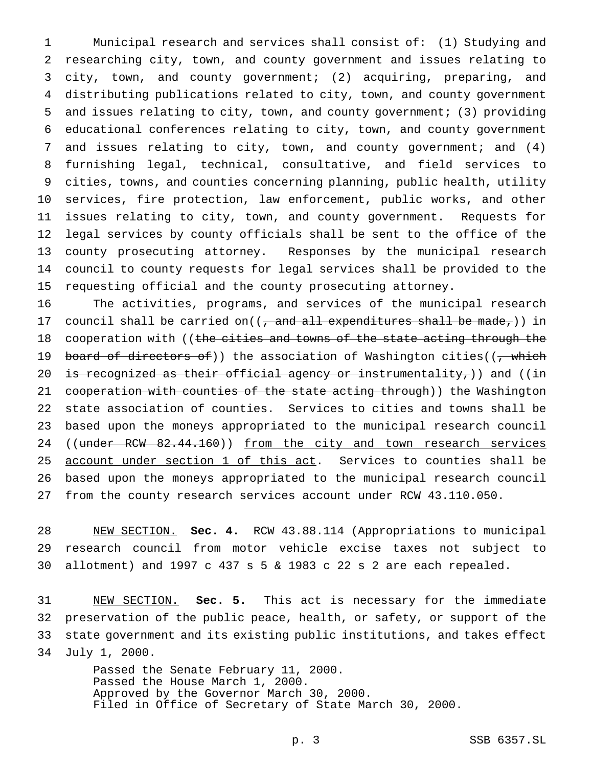Municipal research and services shall consist of: (1) Studying and researching city, town, and county government and issues relating to city, town, and county government; (2) acquiring, preparing, and distributing publications related to city, town, and county government and issues relating to city, town, and county government; (3) providing educational conferences relating to city, town, and county government and issues relating to city, town, and county government; and (4) furnishing legal, technical, consultative, and field services to cities, towns, and counties concerning planning, public health, utility services, fire protection, law enforcement, public works, and other issues relating to city, town, and county government. Requests for legal services by county officials shall be sent to the office of the county prosecuting attorney. Responses by the municipal research council to county requests for legal services shall be provided to the requesting official and the county prosecuting attorney.

The activities, programs, and services of the municipal research council shall be carried on((~~, and all expenditures shall be made,~~)) in cooperation with ((~~the cities and towns of the state acting through the board of directors of~~)) the association of Washington cities((~~, which is recognized as their official agency or instrumentality,~~)) and ((~~in cooperation with counties of the state acting through~~)) the Washington state association of counties. Services to cities and towns shall be based upon the moneys appropriated to the municipal research council ((~~under RCW 82.44.160~~)) <u>from the city and town research services account under section 1 of this act</u>. Services to counties shall be based upon the moneys appropriated to the municipal research council from the county research services account under RCW 43.110.050.

<u>NEW SECTION.</u> **Sec. 4.** RCW 43.88.114 (Appropriations to municipal research council from motor vehicle excise taxes not subject to allotment) and 1997 c 437 s 5 & 1983 c 22 s 2 are each repealed.

<u>NEW SECTION.</u> **Sec. 5.** This act is necessary for the immediate preservation of the public peace, health, or safety, or support of the state government and its existing public institutions, and takes effect July 1, 2000.

Passed the Senate February 11, 2000.
Passed the House March 1, 2000.
Approved by the Governor March 30, 2000.
Filed in Office of Secretary of State March 30, 2000.